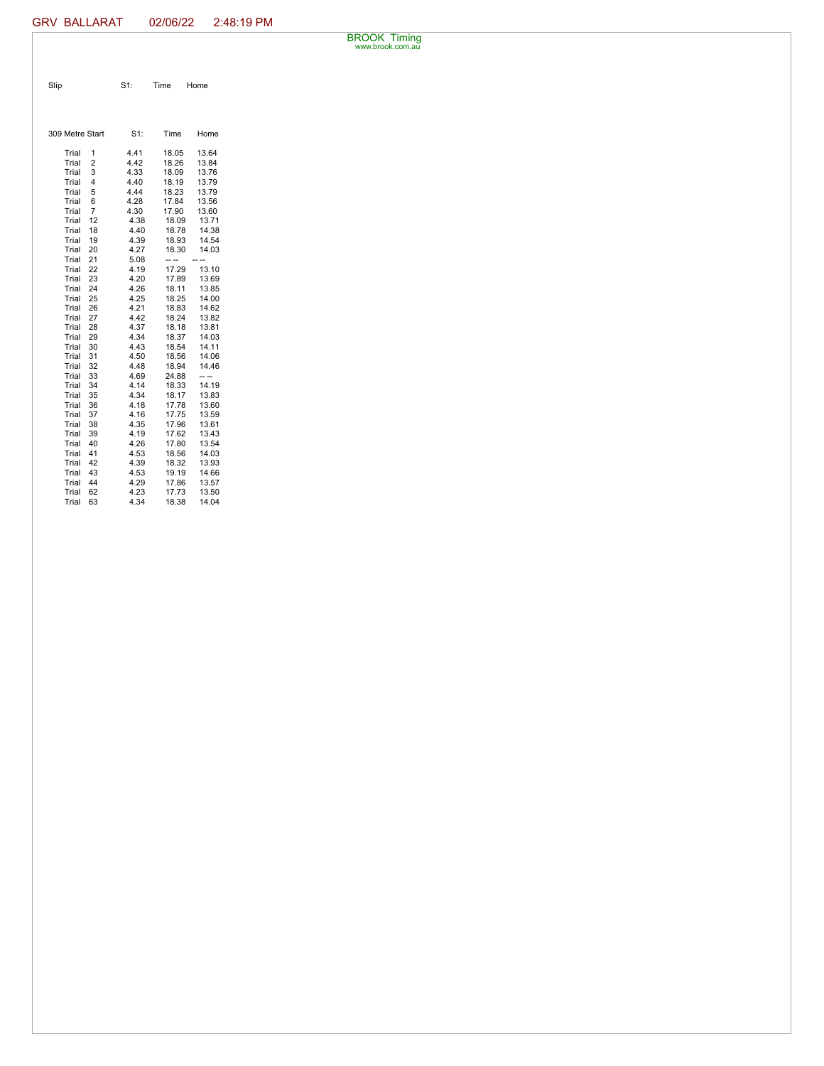GRV BALLARAT 02/06/22 2:48:19 PM

BROOK Timing
www.brook.com.au

| Slip | S1: | Time | Home |
|---|---|---|---|

| 309 Metre Start | | S1: | Time | Home |
|---|---|---|---|---|
| Trial | 1 | 4.41 | 18.05 | 13.64 |
| Trial | 2 | 4.42 | 18.26 | 13.84 |
| Trial | 3 | 4.33 | 18.09 | 13.76 |
| Trial | 4 | 4.40 | 18.19 | 13.79 |
| Trial | 5 | 4.44 | 18.23 | 13.79 |
| Trial | 6 | 4.28 | 17.84 | 13.56 |
| Trial | 7 | 4.30 | 17.90 | 13.60 |
| Trial | 12 | 4.38 | 18.09 | 13.71 |
| Trial | 18 | 4.40 | 18.78 | 14.38 |
| Trial | 19 | 4.39 | 18.93 | 14.54 |
| Trial | 20 | 4.27 | 18.30 | 14.03 |
| Trial | 21 | 5.08 | -- -- | -- -- |
| Trial | 22 | 4.19 | 17.29 | 13.10 |
| Trial | 23 | 4.20 | 17.89 | 13.69 |
| Trial | 24 | 4.26 | 18.11 | 13.85 |
| Trial | 25 | 4.25 | 18.25 | 14.00 |
| Trial | 26 | 4.21 | 18.83 | 14.62 |
| Trial | 27 | 4.42 | 18.24 | 13.82 |
| Trial | 28 | 4.37 | 18.18 | 13.81 |
| Trial | 29 | 4.34 | 18.37 | 14.03 |
| Trial | 30 | 4.43 | 18.54 | 14.11 |
| Trial | 31 | 4.50 | 18.56 | 14.06 |
| Trial | 32 | 4.48 | 18.94 | 14.46 |
| Trial | 33 | 4.69 | 24.88 | -- -- |
| Trial | 34 | 4.14 | 18.33 | 14.19 |
| Trial | 35 | 4.34 | 18.17 | 13.83 |
| Trial | 36 | 4.18 | 17.78 | 13.60 |
| Trial | 37 | 4.16 | 17.75 | 13.59 |
| Trial | 38 | 4.35 | 17.96 | 13.61 |
| Trial | 39 | 4.19 | 17.62 | 13.43 |
| Trial | 40 | 4.26 | 17.80 | 13.54 |
| Trial | 41 | 4.53 | 18.56 | 14.03 |
| Trial | 42 | 4.39 | 18.32 | 13.93 |
| Trial | 43 | 4.53 | 19.19 | 14.66 |
| Trial | 44 | 4.29 | 17.86 | 13.57 |
| Trial | 62 | 4.23 | 17.73 | 13.50 |
| Trial | 63 | 4.34 | 18.38 | 14.04 |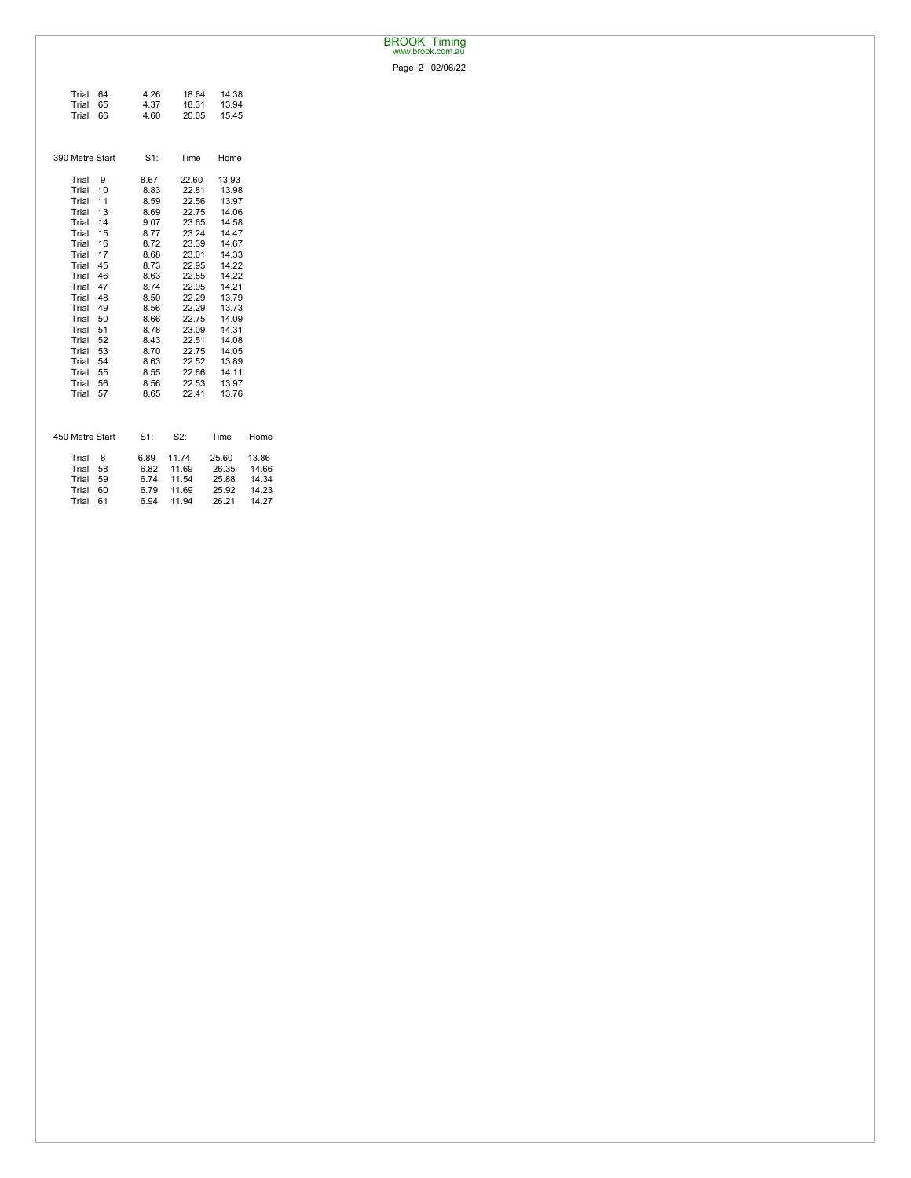| | | | |
|---|---|---|---|
| Trial 64 | 4.26 | 18.64 | 14.38 |
| Trial 65 | 4.37 | 18.31 | 13.94 |
| Trial 66 | 4.60 | 20.05 | 15.45 |

| 390 Metre Start | S1: | Time | Home |
|---|---|---|---|
| Trial 9 | 8.67 | 22.60 | 13.93 |
| Trial 10 | 8.83 | 22.81 | 13.98 |
| Trial 11 | 8.59 | 22.56 | 13.97 |
| Trial 13 | 8.69 | 22.75 | 14.06 |
| Trial 14 | 9.07 | 23.65 | 14.58 |
| Trial 15 | 8.77 | 23.24 | 14.47 |
| Trial 16 | 8.72 | 23.39 | 14.67 |
| Trial 17 | 8.68 | 23.01 | 14.33 |
| Trial 45 | 8.73 | 22.95 | 14.22 |
| Trial 46 | 8.63 | 22.85 | 14.22 |
| Trial 47 | 8.74 | 22.95 | 14.21 |
| Trial 48 | 8.50 | 22.29 | 13.79 |
| Trial 49 | 8.56 | 22.29 | 13.73 |
| Trial 50 | 8.66 | 22.75 | 14.09 |
| Trial 51 | 8.78 | 23.09 | 14.31 |
| Trial 52 | 8.43 | 22.51 | 14.08 |
| Trial 53 | 8.70 | 22.75 | 14.05 |
| Trial 54 | 8.63 | 22.52 | 13.89 |
| Trial 55 | 8.55 | 22.66 | 14.11 |
| Trial 56 | 8.56 | 22.53 | 13.97 |
| Trial 57 | 8.65 | 22.41 | 13.76 |

| 450 Metre Start | S1: | S2: | Time | Home |
|---|---|---|---|---|
| Trial 8 | 6.89 | 11.74 | 25.60 | 13.86 |
| Trial 58 | 6.82 | 11.69 | 26.35 | 14.66 |
| Trial 59 | 6.74 | 11.54 | 25.88 | 14.34 |
| Trial 60 | 6.79 | 11.69 | 25.92 | 14.23 |
| Trial 61 | 6.94 | 11.94 | 26.21 | 14.27 |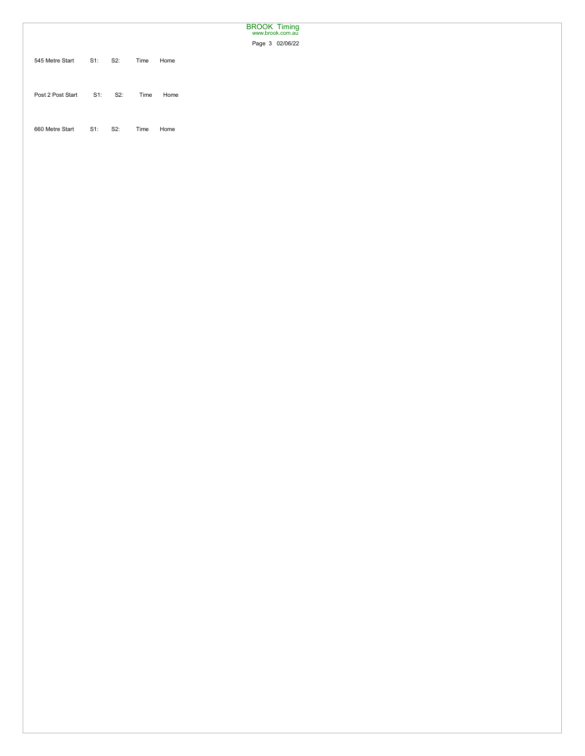| 545 Metre Start | S1: | S2: | Time | Home |
|---|---|---|---|---|

| Post 2 Post Start | S1: | S2: | Time | Home |
|---|---|---|---|---|

| 660 Metre Start | S1: | S2: | Time | Home |
|---|---|---|---|---|